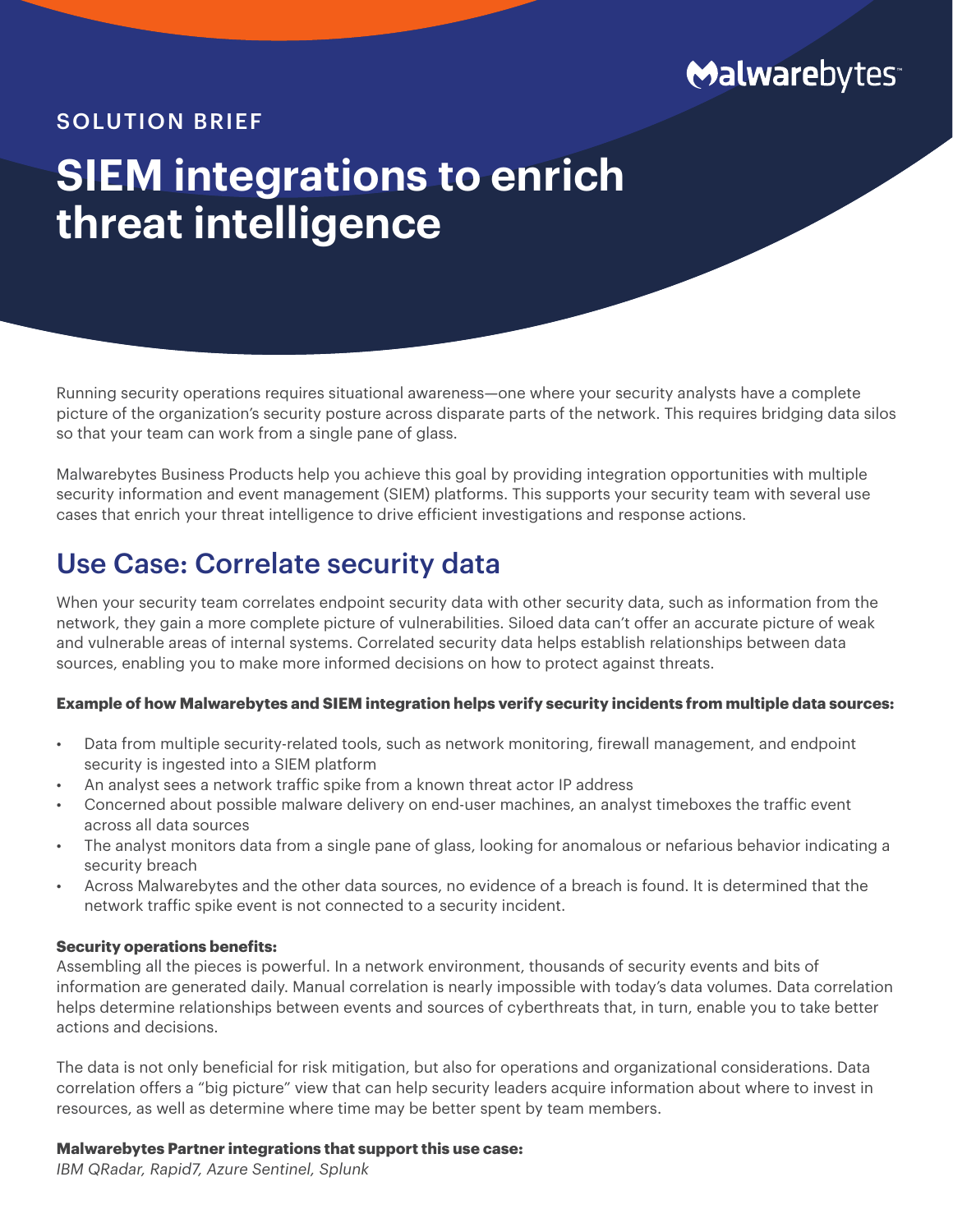Malwarebytes

SOLUTION BRIEF

# SIEM integrations to enrich threat intelligence

Running security operations requires situational awareness—one where your security analysts have a complete picture of the organization's security posture across disparate parts of the network. This requires bridging data silos so that your team can work from a single pane of glass.

Malwarebytes Business Products help you achieve this goal by providing integration opportunities with multiple security information and event management (SIEM) platforms. This supports your security team with several use cases that enrich your threat intelligence to drive efficient investigations and response actions.

## Use Case: Correlate security data

When your security team correlates endpoint security data with other security data, such as information from the network, they gain a more complete picture of vulnerabilities. Siloed data can't offer an accurate picture of weak and vulnerable areas of internal systems. Correlated security data helps establish relationships between data sources, enabling you to make more informed decisions on how to protect against threats.

**Example of how Malwarebytes and SIEM integration helps verify security incidents from multiple data sources:**

- Data from multiple security-related tools, such as network monitoring, firewall management, and endpoint security is ingested into a SIEM platform
- An analyst sees a network traffic spike from a known threat actor IP address
- Concerned about possible malware delivery on end-user machines, an analyst timeboxes the traffic event across all data sources
- The analyst monitors data from a single pane of glass, looking for anomalous or nefarious behavior indicating a security breach
- Across Malwarebytes and the other data sources, no evidence of a breach is found. It is determined that the network traffic spike event is not connected to a security incident.

**Security operations benefits:**
Assembling all the pieces is powerful. In a network environment, thousands of security events and bits of information are generated daily. Manual correlation is nearly impossible with today's data volumes. Data correlation helps determine relationships between events and sources of cyberthreats that, in turn, enable you to take better actions and decisions.

The data is not only beneficial for risk mitigation, but also for operations and organizational considerations. Data correlation offers a "big picture" view that can help security leaders acquire information about where to invest in resources, as well as determine where time may be better spent by team members.

**Malwarebytes Partner integrations that support this use case:**
*IBM QRadar, Rapid7, Azure Sentinel, Splunk*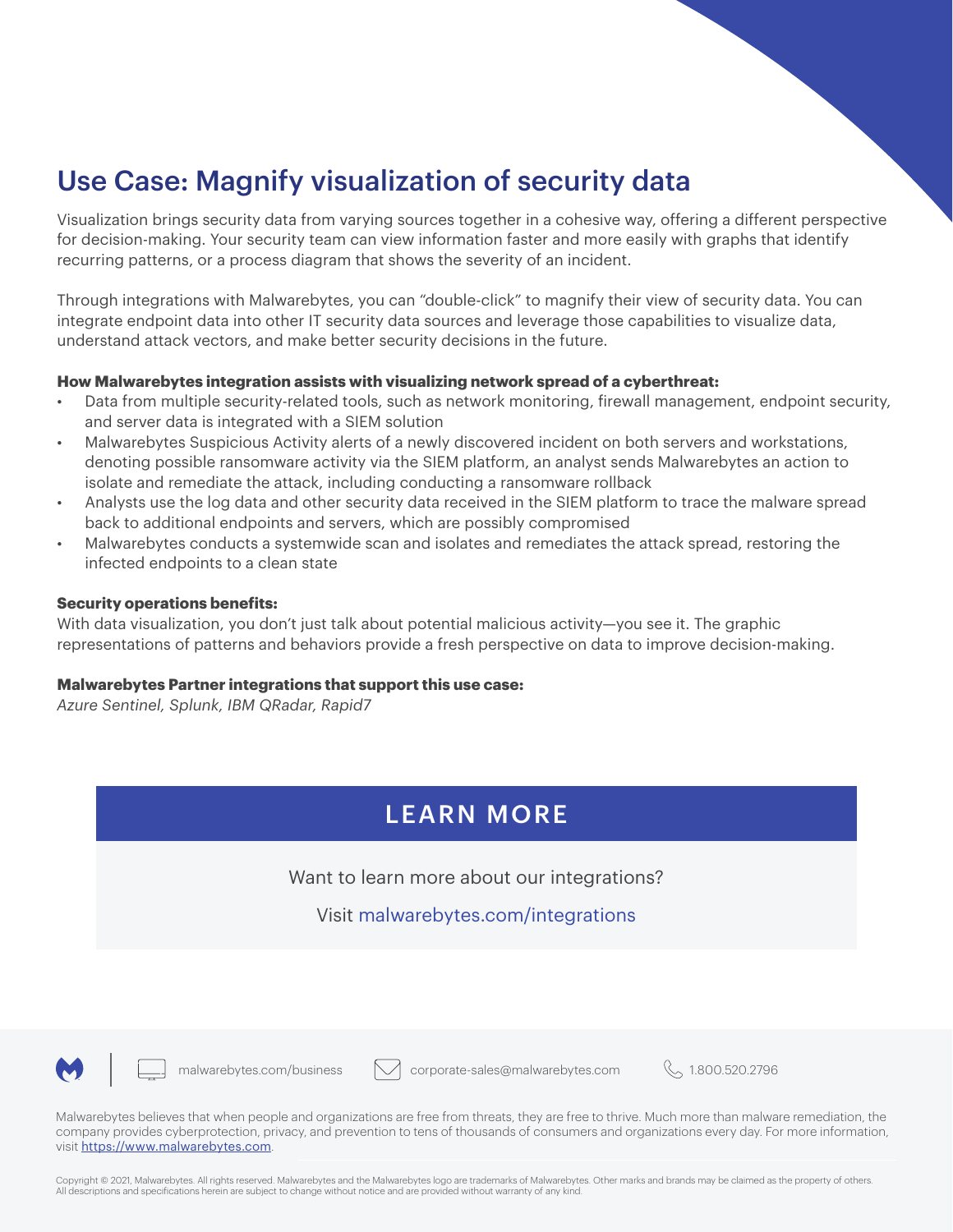## Use Case: Magnify visualization of security data

Visualization brings security data from varying sources together in a cohesive way, offering a different perspective for decision-making. Your security team can view information faster and more easily with graphs that identify recurring patterns, or a process diagram that shows the severity of an incident.

Through integrations with Malwarebytes, you can "double-click" to magnify their view of security data. You can integrate endpoint data into other IT security data sources and leverage those capabilities to visualize data, understand attack vectors, and make better security decisions in the future.

**How Malwarebytes integration assists with visualizing network spread of a cyberthreat:**

- Data from multiple security-related tools, such as network monitoring, firewall management, endpoint security, and server data is integrated with a SIEM solution
- Malwarebytes Suspicious Activity alerts of a newly discovered incident on both servers and workstations, denoting possible ransomware activity via the SIEM platform, an analyst sends Malwarebytes an action to isolate and remediate the attack, including conducting a ransomware rollback
- Analysts use the log data and other security data received in the SIEM platform to trace the malware spread back to additional endpoints and servers, which are possibly compromised
- Malwarebytes conducts a systemwide scan and isolates and remediates the attack spread, restoring the infected endpoints to a clean state

**Security operations benefits:**

With data visualization, you don't just talk about potential malicious activity—you see it. The graphic representations of patterns and behaviors provide a fresh perspective on data to improve decision-making.

**Malwarebytes Partner integrations that support this use case:**

*Azure Sentinel, Splunk, IBM QRadar, Rapid7*

## LEARN MORE

Want to learn more about our integrations?

Visit malwarebytes.com/integrations

malwarebytes.com/business corporate-sales@malwarebytes.com 1.800.520.2796

Malwarebytes believes that when people and organizations are free from threats, they are free to thrive. Much more than malware remediation, the company provides cyberprotection, privacy, and prevention to tens of thousands of consumers and organizations every day. For more information, visit https://www.malwarebytes.com.

Copyright © 2021, Malwarebytes. All rights reserved. Malwarebytes and the Malwarebytes logo are trademarks of Malwarebytes. Other marks and brands may be claimed as the property of others. All descriptions and specifications herein are subject to change without notice and are provided without warranty of any kind.